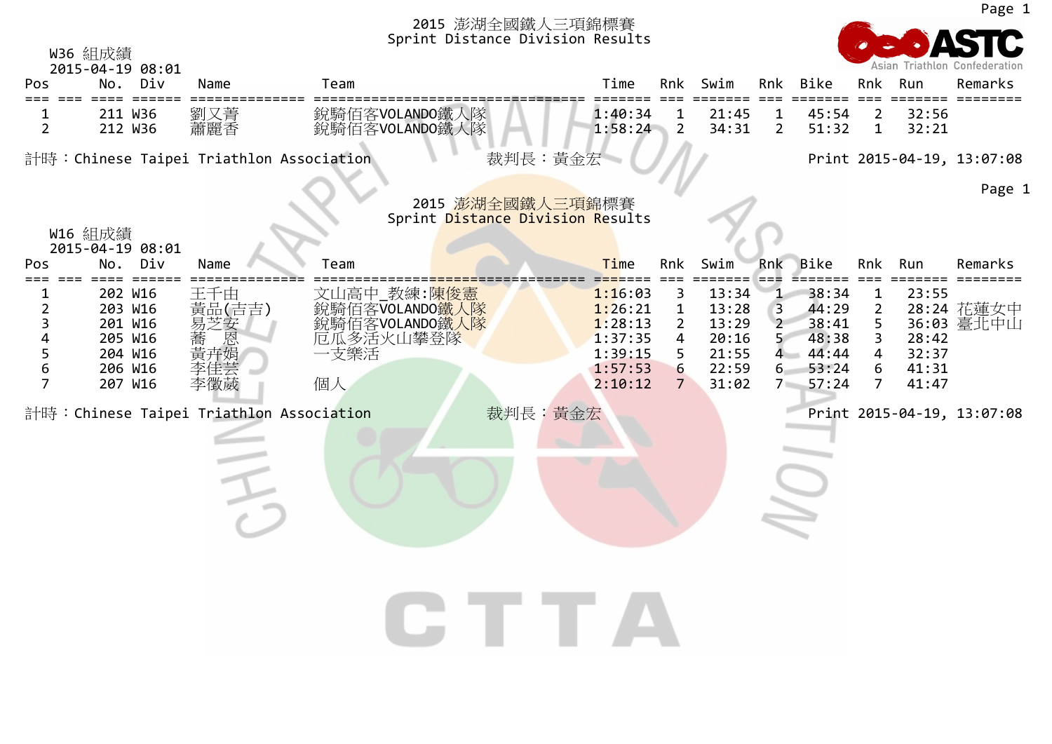## 2015 澎湖全國鐵人三項錦標賽
### Sprint Distance Division Results

W36 組成績
2015-04-19 08:01

| Pos | No. | Div | Name | Team | Time | Rnk | Swim | Rnk | Bike | Rnk | Run | Remarks |
|---|---|---|---|---|---|---|---|---|---|---|---|---|
| 1 | 211 | W36 | 劉又菁 | 銳騎佰客VOLANDO鐵人隊 | 1:40:34 | 1 | 21:45 | 1 | 45:54 | 2 | 32:56 | |
| 2 | 212 | W36 | 蕭麗香 | 銳騎佰客VOLANDO鐵人隊 | 1:58:24 | 2 | 34:31 | 2 | 51:32 | 1 | 32:21 | |

計時：Chinese Taipei Triathlon Association　　裁判長：黃金宏　　Print 2015-04-19, 13:07:08

## 2015 澎湖全國鐵人三項錦標賽
### Sprint Distance Division Results

W16 組成績
2015-04-19 08:01

| Pos | No. | Div | Name | Team | Time | Rnk | Swim | Rnk | Bike | Rnk | Run | Remarks |
|---|---|---|---|---|---|---|---|---|---|---|---|---|
| 1 | 202 | W16 | 王千由 | 文山高中_教練:陳俊憲 | 1:16:03 | 3 | 13:34 | 1 | 38:34 | 1 | 23:55 | |
| 2 | 203 | W16 | 黃品(吉吉) | 銳騎佰客VOLANDO鐵人隊 | 1:26:21 | 1 | 13:28 | 3 | 44:29 | 2 | 28:24 | 花蓮女中 |
| 3 | 201 | W16 | 易芝安 | 銳騎佰客VOLANDO鐵人隊 | 1:28:13 | 2 | 13:29 | 2 | 38:41 | 5 | 36:03 | 臺北中山 |
| 4 | 205 | W16 | 蕎　恩 | 厄瓜多活火山攀登隊 | 1:37:35 | 4 | 20:16 | 5 | 48:38 | 3 | 28:42 | |
| 5 | 204 | W16 | 黃卉娟 | 一支樂活 | 1:39:15 | 5 | 21:55 | 4 | 44:44 | 4 | 32:37 | |
| 6 | 206 | W16 | 李佳芸 | | 1:57:53 | 6 | 22:59 | 6 | 53:24 | 6 | 41:31 | |
| 7 | 207 | W16 | 李徵葳 | 個人 | 2:10:12 | 7 | 31:02 | 7 | 57:24 | 7 | 41:47 | |

計時：Chinese Taipei Triathlon Association　　裁判長：黃金宏　　Print 2015-04-19, 13:07:08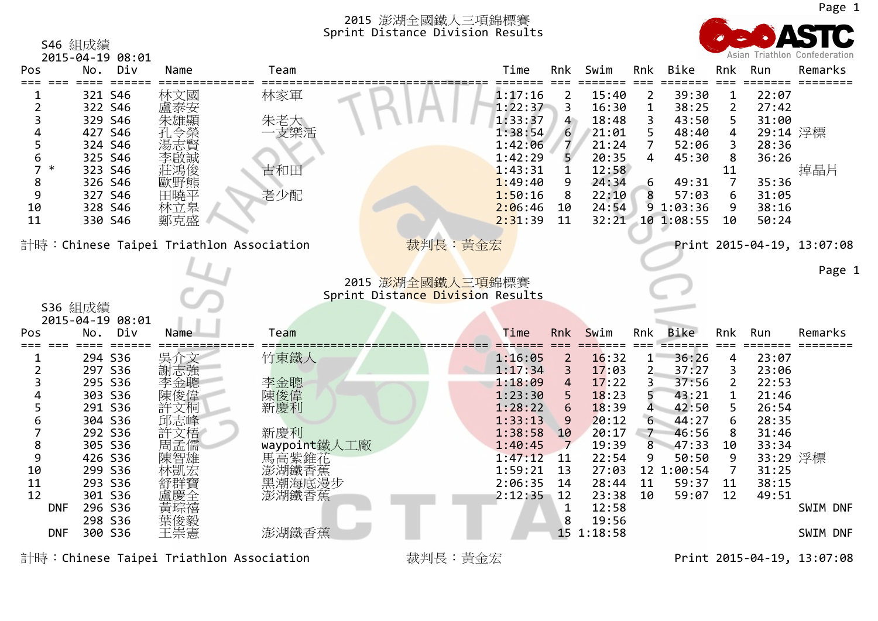# 2015 澎湖全國鐵人三項錦標賽
## Sprint Distance Division Results

S46 組成績
2015-04-19 08:01

| Pos | | No. | Div | Name | Team | Time | Rnk | Swim | Rnk | Bike | Rnk | Run | Remarks |
|---|---|---|---|---|---|---|---|---|---|---|---|---|---|
| 1 | | 321 | S46 | 林文國 | 林家軍 | 1:17:16 | 2 | 15:40 | 2 | 39:30 | 1 | 22:07 | |
| 2 | | 322 | S46 | 盧泰安 | | 1:22:37 | 3 | 16:30 | 1 | 38:25 | 2 | 27:42 | |
| 3 | | 329 | S46 | 朱雄顯 | 朱老大 | 1:33:37 | 4 | 18:48 | 3 | 43:50 | 5 | 31:00 | |
| 4 | | 427 | S46 | 孔令榮 | 一支樂活 | 1:38:54 | 6 | 21:01 | 5 | 48:40 | 4 | 29:14 | 浮標 |
| 5 | | 324 | S46 | 湯志賢 | | 1:42:06 | 7 | 21:24 | 7 | 52:06 | 3 | 28:36 | |
| 6 | | 325 | S46 | 李啟誠 | | 1:42:29 | 5 | 20:35 | 4 | 45:30 | 8 | 36:26 | |
| 7 | * | 323 | S46 | 莊鴻俊 | 古和田 | 1:43:31 | 1 | 12:58 | | | 11 | | 掉晶片 |
| 8 | | 326 | S46 | 歐野熊 | | 1:49:40 | 9 | 24:34 | 6 | 49:31 | 7 | 35:36 | |
| 9 | | 327 | S46 | 田曉平 | 老少配 | 1:50:16 | 8 | 22:10 | 8 | 57:03 | 6 | 31:05 | |
| 10 | | 328 | S46 | 林立臯 | | 2:06:46 | 10 | 24:54 | 9 | 1:03:36 | 9 | 38:16 | |
| 11 | | 330 | S46 | 鄭克盛 | | 2:31:39 | 11 | 32:21 | 10 | 1:08:55 | 10 | 50:24 | |

計時：Chinese Taipei Triathlon Association　　裁判長：黃金宏　　Print 2015-04-19, 13:07:08

# 2015 澎湖全國鐵人三項錦標賽
## Sprint Distance Division Results

S36 組成績
2015-04-19 08:01

| Pos | | No. | Div | Name | Team | Time | Rnk | Swim | Rnk | Bike | Rnk | Run | Remarks |
|---|---|---|---|---|---|---|---|---|---|---|---|---|---|
| 1 | | 294 | S36 | 吳介文 | 竹東鐵人 | 1:16:05 | 2 | 16:32 | 1 | 36:26 | 4 | 23:07 | |
| 2 | | 297 | S36 | 謝志強 | | 1:17:34 | 3 | 17:03 | 2 | 37:27 | 3 | 23:06 | |
| 3 | | 295 | S36 | 李金聰 | 李金聰 | 1:18:09 | 4 | 17:22 | 3 | 37:56 | 2 | 22:53 | |
| 4 | | 303 | S36 | 陳俊偉 | 陳俊偉 | 1:23:30 | 5 | 18:23 | 5 | 43:21 | 1 | 21:46 | |
| 5 | | 291 | S36 | 許文桐 | 新慶利 | 1:28:22 | 6 | 18:39 | 4 | 42:50 | 5 | 26:54 | |
| 6 | | 304 | S36 | 邱志峰 | | 1:33:13 | 9 | 20:12 | 6 | 44:27 | 6 | 28:35 | |
| 7 | | 292 | S36 | 許文梧 | 新慶利 | 1:38:58 | 10 | 20:17 | 7 | 46:56 | 8 | 31:46 | |
| 8 | | 305 | S36 | 周孟儒 | waypoint鐵人工廠 | 1:40:45 | 7 | 19:39 | 8 | 47:33 | 10 | 33:34 | |
| 9 | | 426 | S36 | 陳智雄 | 馬高紫錐花 | 1:47:12 | 11 | 22:54 | 9 | 50:50 | 9 | 33:29 | 浮標 |
| 10 | | 299 | S36 | 林凱宏 | 澎湖鐵香蕉 | 1:59:21 | 13 | 27:03 | 12 | 1:00:54 | 7 | 31:25 | |
| 11 | | 293 | S36 | 舒群寶 | 黑潮海底漫步 | 2:06:35 | 14 | 28:44 | 11 | 59:37 | 11 | 38:15 | |
| 12 | | 301 | S36 | 盧慶全 | 澎湖鐵香蕉 | 2:12:35 | 12 | 23:38 | 10 | 59:07 | 12 | 49:51 | |
| | DNF | 296 | S36 | 黃琮禧 | | | 1 | 12:58 | | | | | SWIM DNF |
| | | 298 | S36 | 葉俊毅 | | | 8 | 19:56 | | | | | |
| | DNF | 300 | S36 | 王崇憲 | 澎湖鐵香蕉 | | 15 | 1:18:58 | | | | | SWIM DNF |

計時：Chinese Taipei Triathlon Association　　裁判長：黃金宏　　Print 2015-04-19, 13:07:08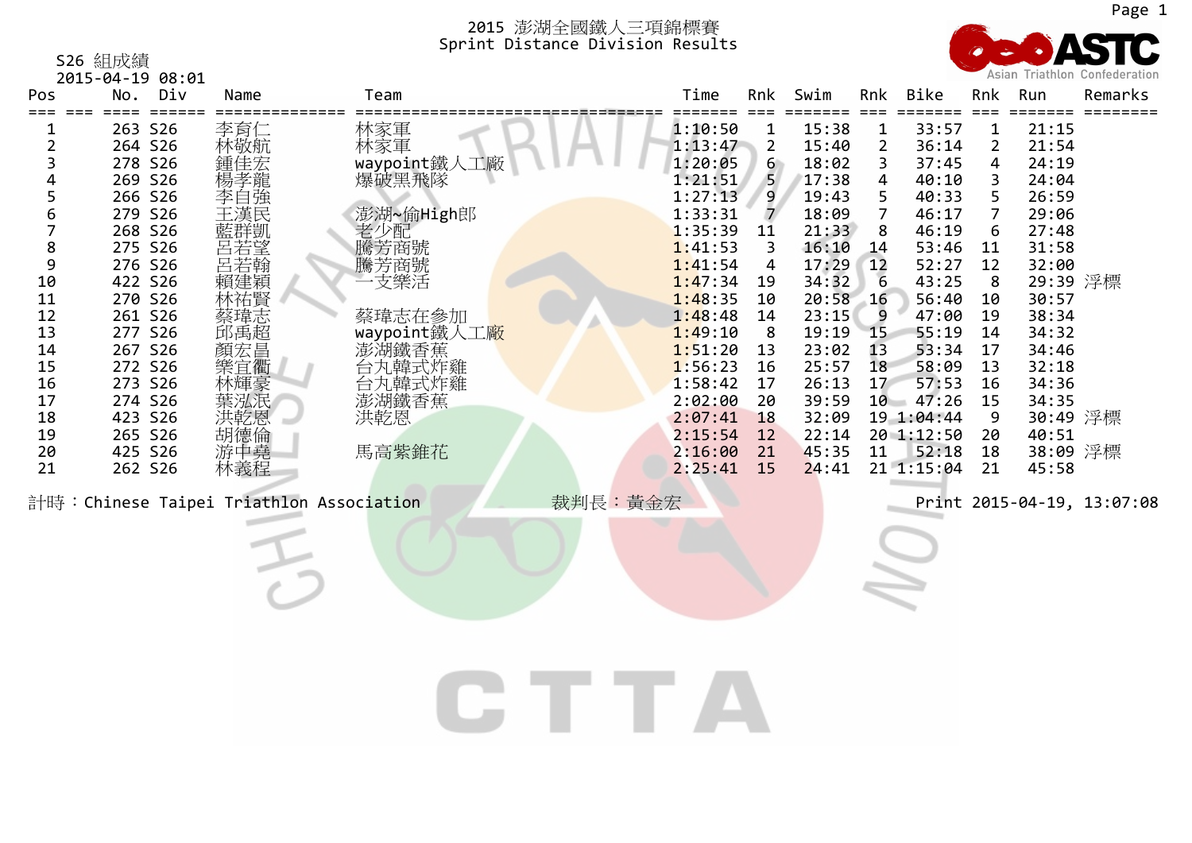# 2015 澎湖全國鐵人三項錦標賽
## Sprint Distance Division Results

S26 組成績
2015-04-19 08:01

| Pos | No. | Div | Name | Team | Time | Rnk | Swim | Rnk | Bike | Rnk | Run | Remarks |
|---|---|---|---|---|---|---|---|---|---|---|---|---|
| 1 | 263 | S26 | 李育仁 | 林家軍 | 1:10:50 | 1 | 15:38 | 1 | 33:57 | 1 | 21:15 | |
| 2 | 264 | S26 | 林敬航 | 林家軍 | 1:13:47 | 2 | 15:40 | 2 | 36:14 | 2 | 21:54 | |
| 3 | 278 | S26 | 鍾佳宏 | waypoint鐵人工廠 | 1:20:05 | 6 | 18:02 | 3 | 37:45 | 4 | 24:19 | |
| 4 | 269 | S26 | 楊孝龍 | 爆破黑飛隊 | 1:21:51 | 5 | 17:38 | 4 | 40:10 | 3 | 24:04 | |
| 5 | 266 | S26 | 李自強 | | 1:27:13 | 9 | 19:43 | 5 | 40:33 | 5 | 26:59 | |
| 6 | 279 | S26 | 王漢民 | 澎湖~偷High郎 | 1:33:31 | 7 | 18:09 | 7 | 46:17 | 7 | 29:06 | |
| 7 | 268 | S26 | 藍群凱 | 老少配 | 1:35:39 | 11 | 21:33 | 8 | 46:19 | 6 | 27:48 | |
| 8 | 275 | S26 | 呂若望 | 騰芳商號 | 1:41:53 | 3 | 16:10 | 14 | 53:46 | 11 | 31:58 | |
| 9 | 276 | S26 | 呂若翰 | 騰芳商號 | 1:41:54 | 4 | 17:29 | 12 | 52:27 | 12 | 32:00 | |
| 10 | 422 | S26 | 賴建穎 | 一支樂活 | 1:47:34 | 19 | 34:32 | 6 | 43:25 | 8 | 29:39 | 浮標 |
| 11 | 270 | S26 | 林祐賢 | | 1:48:35 | 10 | 20:58 | 16 | 56:40 | 10 | 30:57 | |
| 12 | 261 | S26 | 蔡瑋志 | 蔡瑋志在參加 | 1:48:48 | 14 | 23:15 | 9 | 47:00 | 19 | 38:34 | |
| 13 | 277 | S26 | 邱禹超 | waypoint鐵人工廠 | 1:49:10 | 8 | 19:19 | 15 | 55:19 | 14 | 34:32 | |
| 14 | 267 | S26 | 顏宏昌 | 澎湖鐵香蕉 | 1:51:20 | 13 | 23:02 | 13 | 53:34 | 17 | 34:46 | |
| 15 | 272 | S26 | 欒宜衢 | 台丸韓式炸雞 | 1:56:23 | 16 | 25:57 | 18 | 58:09 | 13 | 32:18 | |
| 16 | 273 | S26 | 林輝豪 | 台丸韓式炸雞 | 1:58:42 | 17 | 26:13 | 17 | 57:53 | 16 | 34:36 | |
| 17 | 274 | S26 | 葉泓泯 | 澎湖鐵香蕉 | 2:02:00 | 20 | 39:59 | 10 | 47:26 | 15 | 34:35 | |
| 18 | 423 | S26 | 洪乾恩 | 洪乾恩 | 2:07:41 | 18 | 32:09 | 19 | 1:04:44 | 9 | 30:49 | 浮標 |
| 19 | 265 | S26 | 胡德倫 | | 2:15:54 | 12 | 22:14 | 20 | 1:12:50 | 20 | 40:51 | |
| 20 | 425 | S26 | 游中堯 | 馬高紫錐花 | 2:16:00 | 21 | 45:35 | 11 | 52:18 | 18 | 38:09 | 浮標 |
| 21 | 262 | S26 | 林義程 | | 2:25:41 | 15 | 24:41 | 21 | 1:15:04 | 21 | 45:58 | |

計時：Chinese Taipei Triathlon Association　　裁判長：黃金宏　　Print 2015-04-19, 13:07:08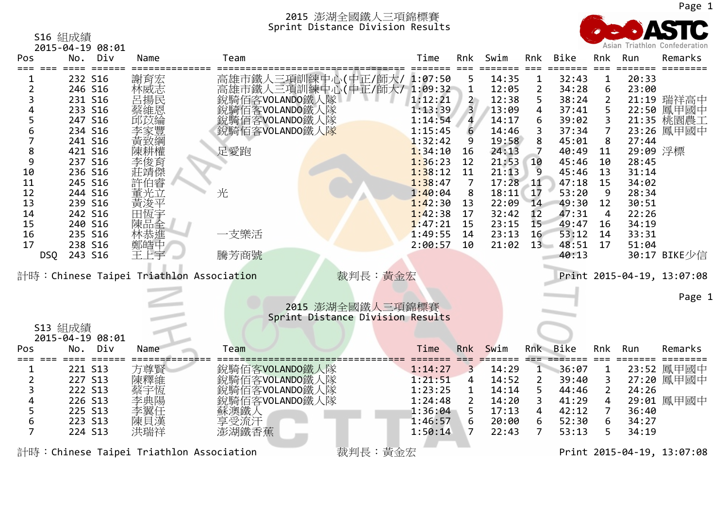# 2015 澎湖全國鐵人三項錦標賽
## Sprint Distance Division Results

S16 組成績
2015-04-19 08:01

| Pos | No. | Div | Name | Team | Time | Rnk | Swim | Rnk | Bike | Rnk | Run | Remarks |
|---|---|---|---|---|---|---|---|---|---|---|---|---|
| 1 | 232 | S16 | 謝育宏 | 高雄市鐵人三項訓練中心(中正/師大/ | 1:07:50 | 5 | 14:35 | 1 | 32:43 | 1 | 20:33 | |
| 2 | 246 | S16 | 林威志 | 高雄市鐵人三項訓練中心(中正/師大/ | 1:09:32 | 1 | 12:05 | 2 | 34:28 | 6 | 23:00 | |
| 3 | 231 | S16 | 呂揚民 | 銳騎佰客VOLANDO鐵人隊 | 1:12:21 | 2 | 12:38 | 5 | 38:24 | 2 | 21:19 | 瑞祥高中 |
| 4 | 233 | S16 | 蔡維恩 | 銳騎佰客VOLANDO鐵人隊 | 1:13:39 | 3 | 13:09 | 4 | 37:41 | 5 | 22:50 | 鳳甲國中 |
| 5 | 247 | S16 | 邱苡綸 | 銳騎佰客VOLANDO鐵人隊 | 1:14:54 | 4 | 14:17 | 6 | 39:02 | 3 | 21:35 | 桃園農工 |
| 6 | 234 | S16 | 李家豐 | 銳騎佰客VOLANDO鐵人隊 | 1:15:45 | 6 | 14:46 | 3 | 37:34 | 7 | 23:26 | 鳳甲國中 |
| 7 | 241 | S16 | 黃致綱 | | 1:32:42 | 9 | 19:58 | 8 | 45:01 | 8 | 27:44 | |
| 8 | 421 | S16 | 陳耕權 | 足愛跑 | 1:34:10 | 16 | 24:13 | 7 | 40:49 | 11 | 29:09 | 浮標 |
| 9 | 237 | S16 | 李俊育 | | 1:36:23 | 12 | 21:53 | 10 | 45:46 | 10 | 28:45 | |
| 10 | 236 | S16 | 莊靖傑 | | 1:38:12 | 11 | 21:13 | 9 | 45:46 | 13 | 31:14 | |
| 11 | 245 | S16 | 許伯睿 | | 1:38:47 | 7 | 17:28 | 11 | 47:18 | 15 | 34:02 | |
| 12 | 244 | S16 | 董光立 | 光 | 1:40:04 | 8 | 18:11 | 17 | 53:20 | 9 | 28:34 | |
| 13 | 239 | S16 | 黃浚平 | | 1:42:30 | 13 | 22:09 | 14 | 49:30 | 12 | 30:51 | |
| 14 | 242 | S16 | 田恆宇 | | 1:42:38 | 17 | 32:42 | 12 | 47:31 | 4 | 22:26 | |
| 15 | 240 | S16 | 陳品全 | | 1:47:21 | 15 | 23:15 | 15 | 49:47 | 16 | 34:19 | |
| 16 | 235 | S16 | 林恭進 | 一支樂活 | 1:49:55 | 14 | 23:13 | 16 | 53:12 | 14 | 33:31 | |
| 17 | 238 | S16 | 鄭皓中 | | 2:00:57 | 10 | 21:02 | 13 | 48:51 | 17 | 51:04 | |
| DSQ | 243 | S16 | 王上宇 | 騰芳商號 | | | | | 40:13 | | 30:17 | BIKE少信 |

計時：Chinese Taipei Triathlon Association　　裁判長：黃金宏　　Print 2015-04-19, 13:07:08

# 2015 澎湖全國鐵人三項錦標賽
## Sprint Distance Division Results

S13 組成績
2015-04-19 08:01

| Pos | No. | Div | Name | Team | Time | Rnk | Swim | Rnk | Bike | Rnk | Run | Remarks |
|---|---|---|---|---|---|---|---|---|---|---|---|---|
| 1 | 221 | S13 | 方尊賢 | 銳騎佰客VOLANDO鐵人隊 | 1:14:27 | 3 | 14:29 | 1 | 36:07 | 1 | 23:52 | 鳳甲國中 |
| 2 | 227 | S13 | 陳釋維 | 銳騎佰客VOLANDO鐵人隊 | 1:21:51 | 4 | 14:52 | 2 | 39:40 | 3 | 27:20 | 鳳甲國中 |
| 3 | 222 | S13 | 蔡宇恆 | 銳騎佰客VOLANDO鐵人隊 | 1:23:25 | 1 | 14:14 | 5 | 44:46 | 2 | 24:26 | |
| 4 | 226 | S13 | 李典陽 | 銳騎佰客VOLANDO鐵人隊 | 1:24:48 | 2 | 14:20 | 3 | 41:29 | 4 | 29:01 | 鳳甲國中 |
| 5 | 225 | S13 | 李翼任 | 蘇澳鐵人 | 1:36:04 | 5 | 17:13 | 4 | 42:12 | 7 | 36:40 | |
| 6 | 223 | S13 | 陳貝漢 | 享受流汗 | 1:46:57 | 6 | 20:00 | 6 | 52:30 | 6 | 34:27 | |
| 7 | 224 | S13 | 洪瑞祥 | 澎湖鐵香蕉 | 1:50:14 | 7 | 22:43 | 7 | 53:13 | 5 | 34:19 | |

計時：Chinese Taipei Triathlon Association　　裁判長：黃金宏　　Print 2015-04-19, 13:07:08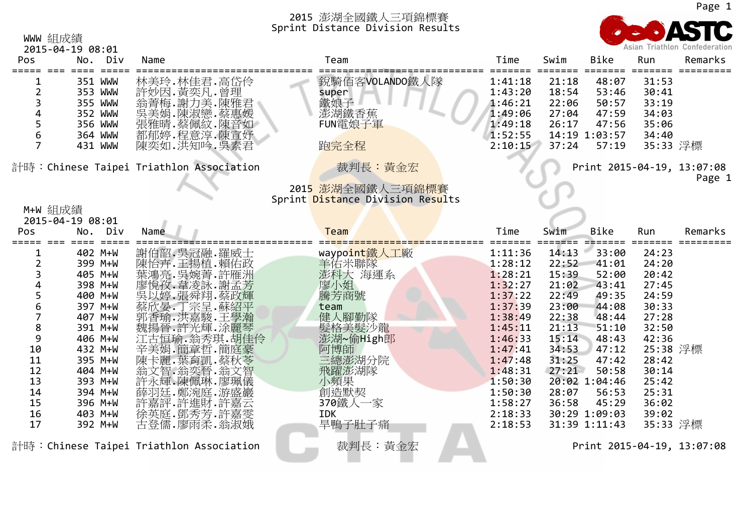# 2015 澎湖全國鐵人三項錦標賽
## Sprint Distance Division Results

WWW 組成績
2015-04-19 08:01

| Pos | No. | Div | Name | Team | Time | Swim | Bike | Run | Remarks |
|---|---|---|---|---|---|---|---|---|---|
| 1 | 351 | WWW | 林美玲.林佳君.高岱伶 | 銳騎佰客VOLANDO鐵人隊 | 1:41:18 | 21:18 | 48:07 | 31:53 | |
| 2 | 353 | WWW | 許妙因.黃奕凡.曾理 | super | 1:43:20 | 18:54 | 53:46 | 30:41 | |
| 3 | 355 | WWW | 翁菁梅.謝力美.陳雅君 | 鐵娘子 | 1:46:21 | 22:06 | 50:57 | 33:19 | |
| 4 | 352 | WWW | 吳美娟.陳淑戀.蔡惠媛 | 澎湖鐵香蕉 | 1:49:06 | 27:04 | 47:59 | 34:03 | |
| 5 | 356 | WWW | 張雅晴.蔡佩紋.陳音如 | FUN電娘子軍 | 1:49:18 | 26:17 | 47:56 | 35:06 | |
| 6 | 364 | WWW | 都郁婷.程意淳.陳宣妤 | | 1:52:55 | 14:19 | 1:03:57 | 34:40 | |
| 7 | 431 | WWW | 陳奕如.洪知吟.吳素君 | 跑完全程 | 2:10:15 | 37:24 | 57:19 | 35:33 | 浮標 |

計時：Chinese Taipei Triathlon Association　　裁判長：黃金宏　　Print 2015-04-19, 13:07:08

# 2015 澎湖全國鐵人三項錦標賽
## Sprint Distance Division Results

M+W 組成績
2015-04-19 08:01

| Pos | No. | Div | Name | Team | Time | Swim | Bike | Run | Remarks |
|---|---|---|---|---|---|---|---|---|---|
| 1 | 402 | M+W | 謝伯韶.吳冠融.羅威士 | waypoint鐵人工廠 | 1:11:36 | 14:13 | 33:00 | 24:23 | |
| 2 | 399 | M+W | 陳怡卉.王揚植.賴佑政 | 羊佑米聯隊 | 1:28:12 | 22:52 | 41:01 | 24:20 | |
| 3 | 405 | M+W | 葉鴻亮.吳婉菁.許雁洲 | 澎科大 海運系 | 1:28:21 | 15:39 | 52:00 | 20:42 | |
| 4 | 398 | M+W | 廖悅孜.韋凌詠.謝孟芳 | 廖小姐 | 1:32:27 | 21:02 | 43:41 | 27:45 | |
| 5 | 400 | M+W | 吳以婷.張舜翔.蔡政輝 | 騰芳商號 | 1:37:22 | 22:49 | 49:35 | 24:59 | |
| 6 | 397 | M+W | 蔡欣晏.丁宗呈.蘇紹平 | team | 1:37:39 | 23:00 | 44:08 | 30:33 | |
| 7 | 407 | M+W | 郭香瑜.洪嘉駿.王學瀚 | 健人腳勤隊 | 1:38:49 | 22:38 | 48:44 | 27:28 | |
| 8 | 391 | M+W | 魏揚晉.許光輝.涂麗琴 | 髮格美髮沙龍 | 1:45:11 | 21:13 | 51:10 | 32:50 | |
| 9 | 406 | M+W | 江古恒瑜.翁秀琪.胡佳伶 | 澎湖~偷High郎 | 1:46:33 | 15:14 | 48:43 | 42:36 | |
| 10 | 432 | M+W | 辛美娟.簡章哲.簡庭豪 | 阿博師 | 1:47:41 | 34:53 | 47:12 | 25:38 | 浮標 |
| 11 | 395 | M+W | 陳卡麗.葉育凱.蔡秋琴 | 三總澎湖分院 | 1:47:48 | 31:25 | 47:42 | 28:42 | |
| 12 | 404 | M+W | 翁文智.翁奕晉.翁文智 | 飛躍澎湖隊 | 1:48:31 | 27:21 | 50:58 | 30:14 | |
| 13 | 393 | M+W | 許永輝.陳佩琳.廖珮儀 | 小蘋果 | 1:50:30 | 20:02 | 1:04:46 | 25:42 | |
| 14 | 394 | M+W | 薛羽廷.鄭涴庭.游盛巖 | 創造默契 | 1:50:30 | 28:07 | 56:53 | 25:31 | |
| 15 | 396 | M+W | 許嘉評.許進財.許嘉云 | 370鐵人一家 | 1:58:27 | 36:58 | 45:29 | 36:02 | |
| 16 | 403 | M+W | 徐英庭.鄧秀芳.許嘉雯 | IDK | 2:18:33 | 30:29 | 1:09:03 | 39:02 | |
| 17 | 392 | M+W | 古登儒.廖雨柔.翁淑娥 | 早鴨子肚子痛 | 2:18:53 | 31:39 | 1:11:43 | 35:33 | 浮標 |

計時：Chinese Taipei Triathlon Association　　裁判長：黃金宏　　Print 2015-04-19, 13:07:08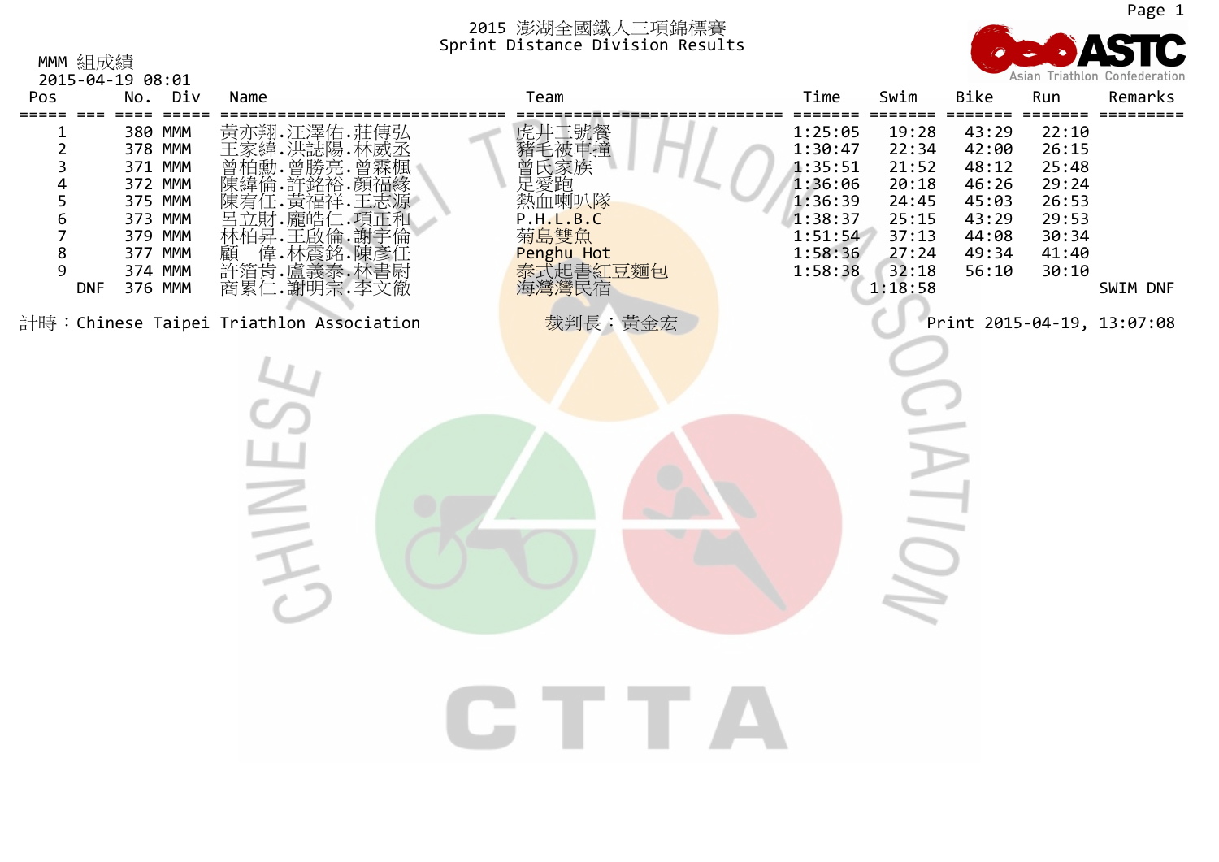2015 澎湖全國鐵人三項錦標賽
Sprint Distance Division Results

MMM 組成績
2015-04-19 08:01

| Pos | No. | Div | Name | Team | Time | Swim | Bike | Run | Remarks |
|---|---|---|---|---|---|---|---|---|---|
| 1 | 380 | MMM | 黃亦翔.汪澤佑.莊傳弘 | 虎井三號餐 | 1:25:05 | 19:28 | 43:29 | 22:10 | |
| 2 | 378 | MMM | 王家緯.洪誌陽.林威丞 | 豬毛被車撞 | 1:30:47 | 22:34 | 42:00 | 26:15 | |
| 3 | 371 | MMM | 曾柏勳.曾勝亮.曾霖楓 | 曾氏家族 | 1:35:51 | 21:52 | 48:12 | 25:48 | |
| 4 | 372 | MMM | 陳緯倫.許銘裕.顏福緣 | 足愛跑 | 1:36:06 | 20:18 | 46:26 | 29:24 | |
| 5 | 375 | MMM | 陳宥任.黃福祥.王志源 | 熱血喇叭隊 | 1:36:39 | 24:45 | 45:03 | 26:53 | |
| 6 | 373 | MMM | 呂立財.龐皓仁.項正和 | P.H.L.B.C | 1:38:37 | 25:15 | 43:29 | 29:53 | |
| 7 | 379 | MMM | 林柏昇.王啟倫.謝宇倫 | 菊島雙魚 | 1:51:54 | 37:13 | 44:08 | 30:34 | |
| 8 | 377 | MMM | 顧　偉.林震銘.陳彥任 | Penghu Hot | 1:58:36 | 27:24 | 49:34 | 41:40 | |
| 9 | 374 | MMM | 許箔肯.盧義泰.林書尉 | 泰式起書紅豆麵包 | 1:58:38 | 32:18 | 56:10 | 30:10 | |
| DNF | 376 | MMM | 商累仁.謝明宗.李文徵 | 海灣灣民宿 | | 1:18:58 | | | SWIM DNF |

計時：Chinese Taipei Triathlon Association　　裁判長：黃金宏　　Print 2015-04-19, 13:07:08